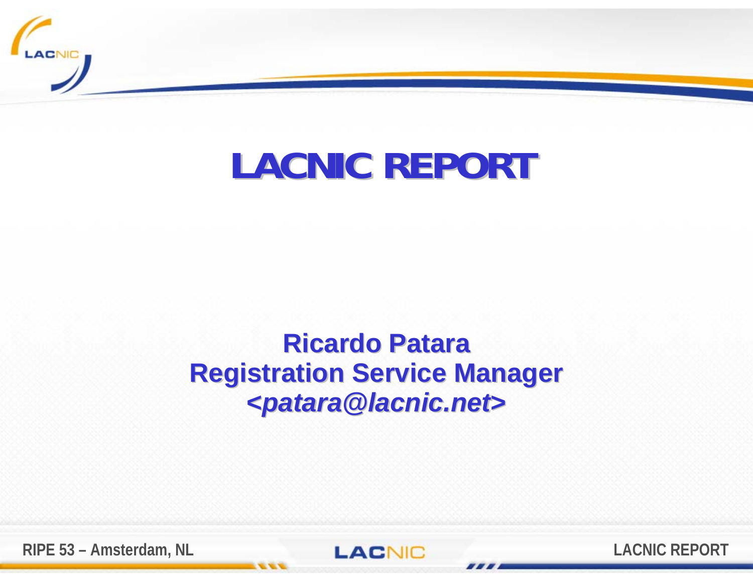# LACNIC REPORT

**Ricardo Patara**
**Registration Service Manager**
***<patara@lacnic.net>***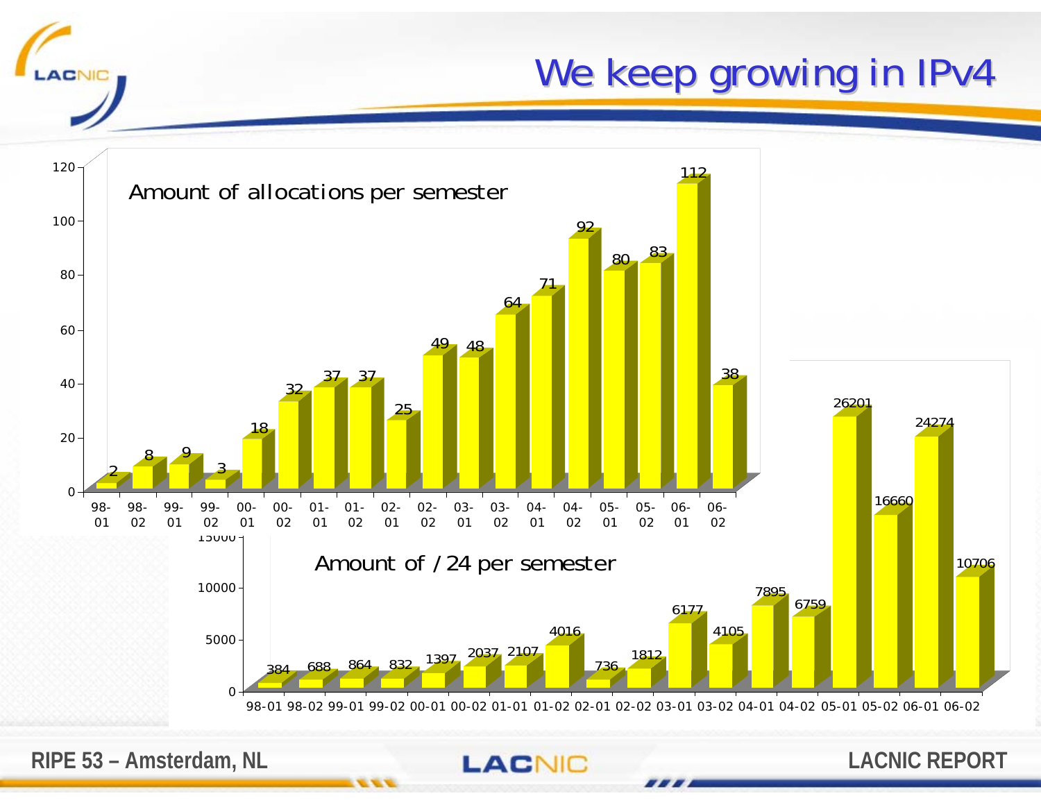# We keep growing in IPv4

**Amount of allocations per semester**

| Semester | 98-01 | 98-02 | 99-01 | 99-02 | 00-01 | 00-02 | 01-01 | 01-02 | 02-01 | 02-02 | 03-01 | 03-02 | 04-01 | 04-02 | 05-01 | 05-02 | 06-01 | 06-02 |
|---|---|---|---|---|---|---|---|---|---|---|---|---|---|---|---|---|---|---|
| Allocations | 2 | 8 | 9 | 3 | 18 | 32 | 37 | 37 | 25 | 49 | 48 | 64 | 71 | 92 | 80 | 83 | 112 | 38 |

**Amount of /24 per semester**

| Semester | 98-01 | 98-02 | 99-01 | 99-02 | 00-01 | 00-02 | 01-01 | 01-02 | 02-01 | 02-02 | 03-01 | 03-02 | 04-01 | 04-02 | 05-01 | 05-02 | 06-01 | 06-02 |
|---|---|---|---|---|---|---|---|---|---|---|---|---|---|---|---|---|---|---|
| /24 | 384 | 688 | 864 | 832 | 1397 | 2037 | 2107 | 4016 | 736 | 1812 | 6177 | 4105 | 7895 | 6759 | 26201 | 16660 | 24274 | 10706 |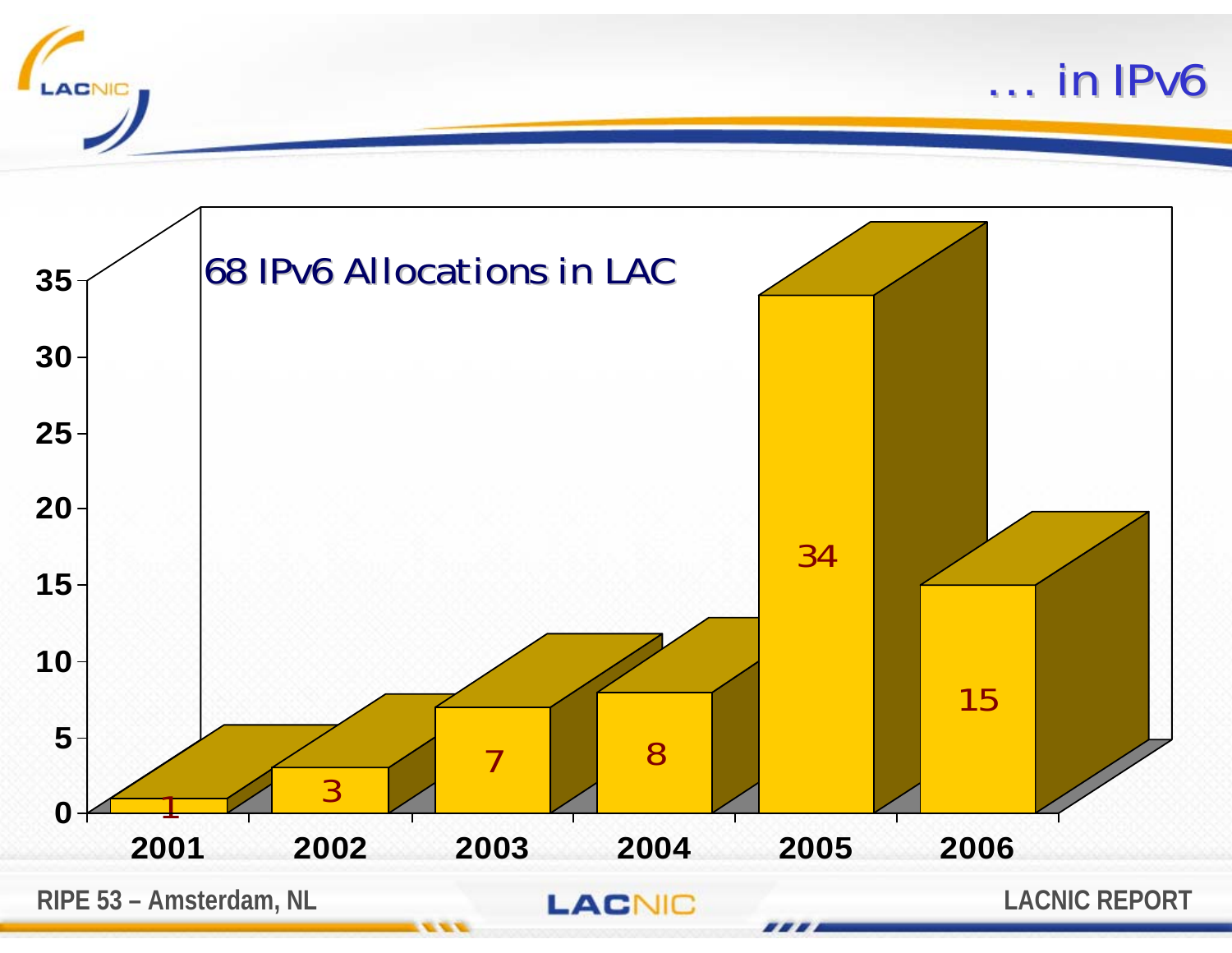# ... in IPv6

68 IPv6 Allocations in LAC

| Year | Allocations |
| --- | --- |
| 2001 | 1 |
| 2002 | 3 |
| 2003 | 7 |
| 2004 | 8 |
| 2005 | 34 |
| 2006 | 15 |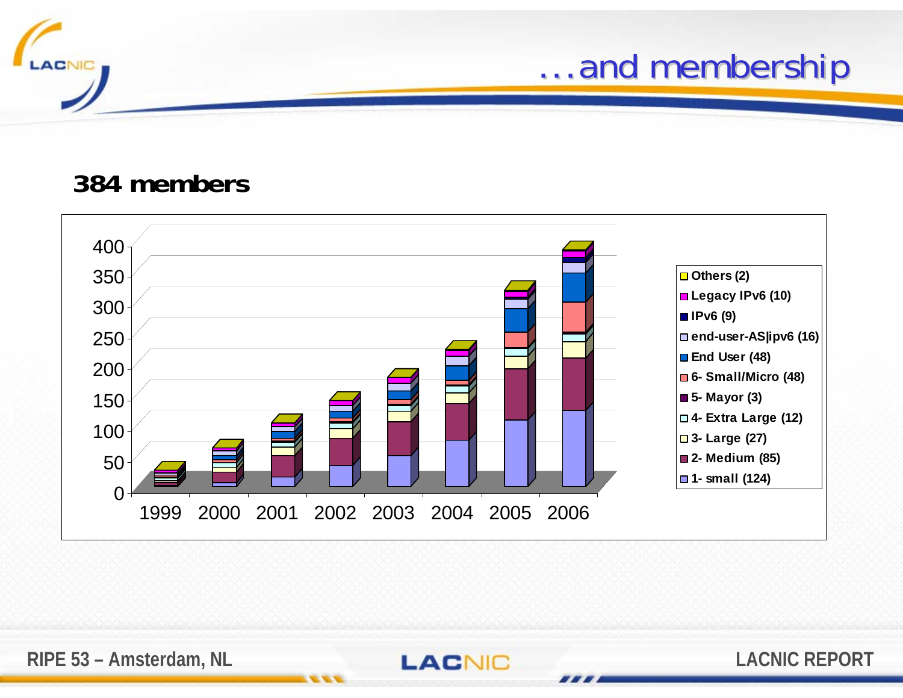# …and membership

## 384 members

| Category |
|---|
| Others (2) |
| Legacy IPv6 (10) |
| IPv6 (9) |
| end-user-AS\|ipv6 (16) |
| End User (48) |
| 6- Small/Micro (48) |
| 5- Mayor (3) |
| 4- Extra Large (12) |
| 3- Large (27) |
| 2- Medium (85) |
| 1- small (124) |

Years: 1999, 2000, 2001, 2002, 2003, 2004, 2005, 2006

Y-axis: 0, 50, 100, 150, 200, 250, 300, 350, 400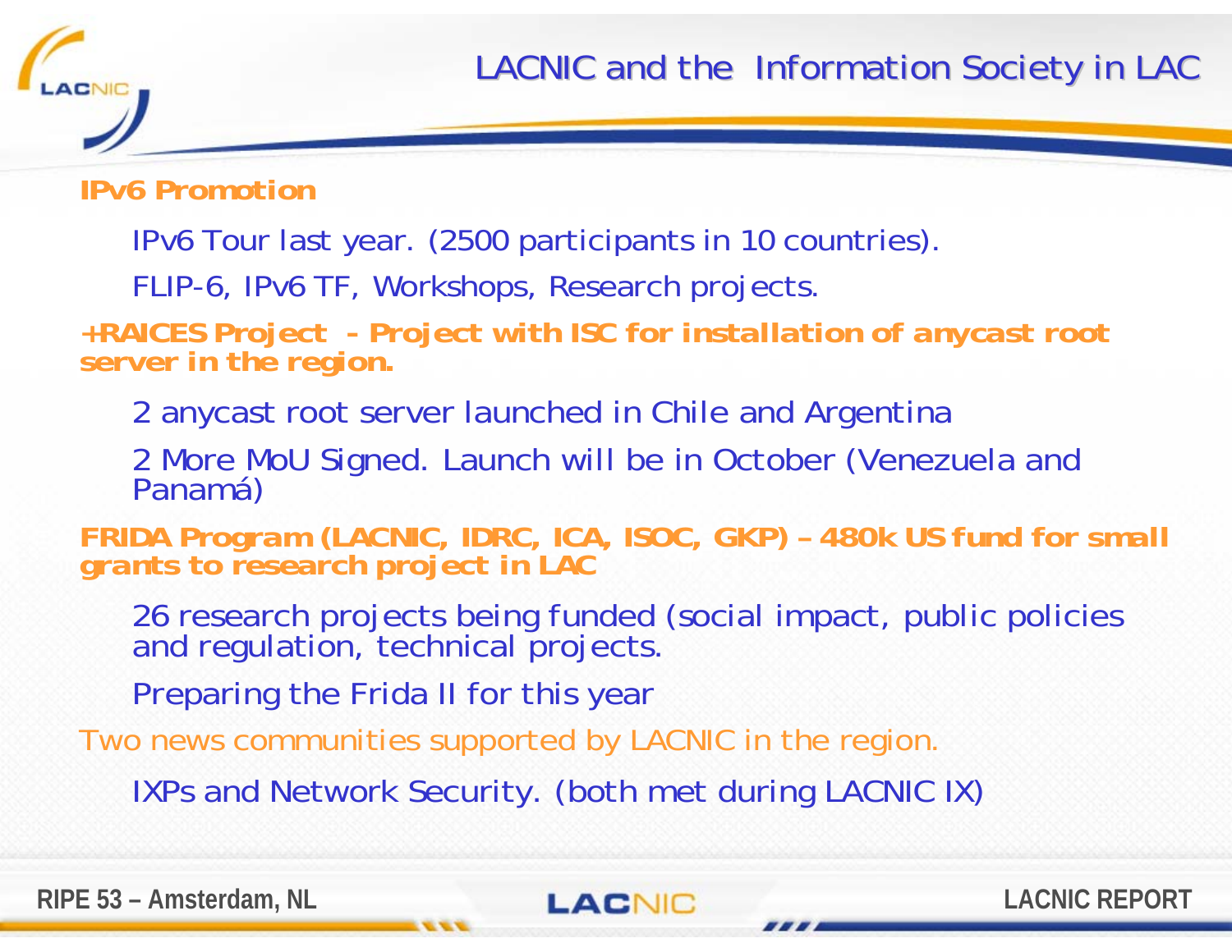# LACNIC and the Information Society in LAC

**IPv6 Promotion**

- IPv6 Tour last year. (2500 participants in 10 countries).
- FLIP-6, IPv6 TF, Workshops, Research projects.

**+RAICES Project - Project with ISC for installation of anycast root server in the region.**

- 2 anycast root server launched in Chile and Argentina
- 2 More MoU Signed. Launch will be in October (Venezuela and Panamá)

**FRIDA Program (LACNIC, IDRC, ICA, ISOC, GKP) – 480k US fund for small grants to research project in LAC**

- 26 research projects being funded (social impact, public policies and regulation, technical projects.
- Preparing the Frida II for this year

Two news communities supported by LACNIC in the region.

- IXPs and Network Security. (both met during LACNIC IX)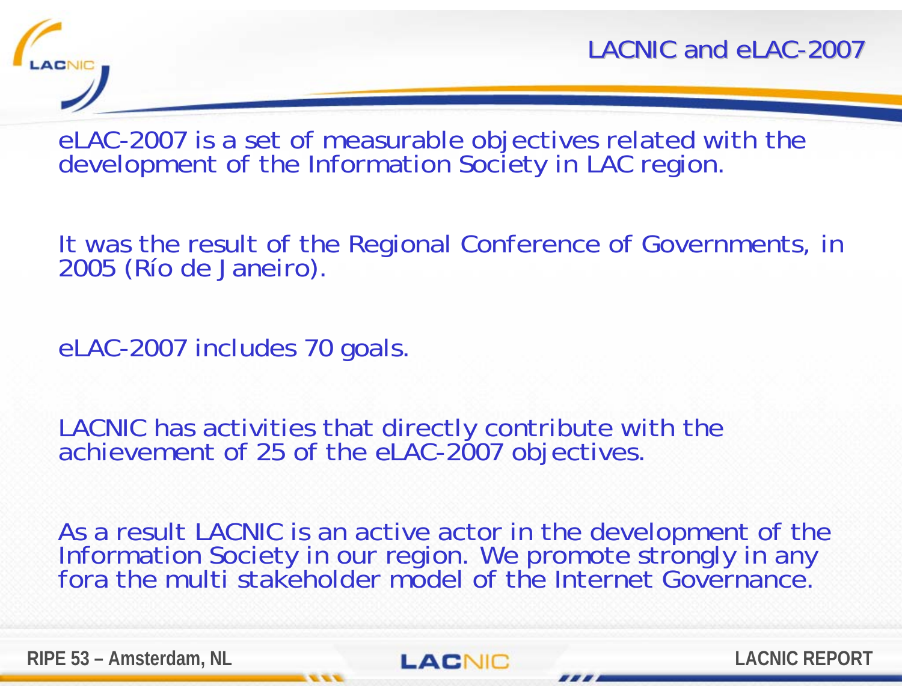# LACNIC and eLAC-2007

eLAC-2007 is a set of measurable objectives related with the development of the Information Society in LAC region.

It was the result of the Regional Conference of Governments, in 2005 (Río de Janeiro).

eLAC-2007 includes 70 goals.

LACNIC has activities that directly contribute with the achievement of 25 of the eLAC-2007 objectives.

As a result LACNIC is an active actor in the development of the Information Society in our region. We promote strongly in any fora the multi stakeholder model of the Internet Governance.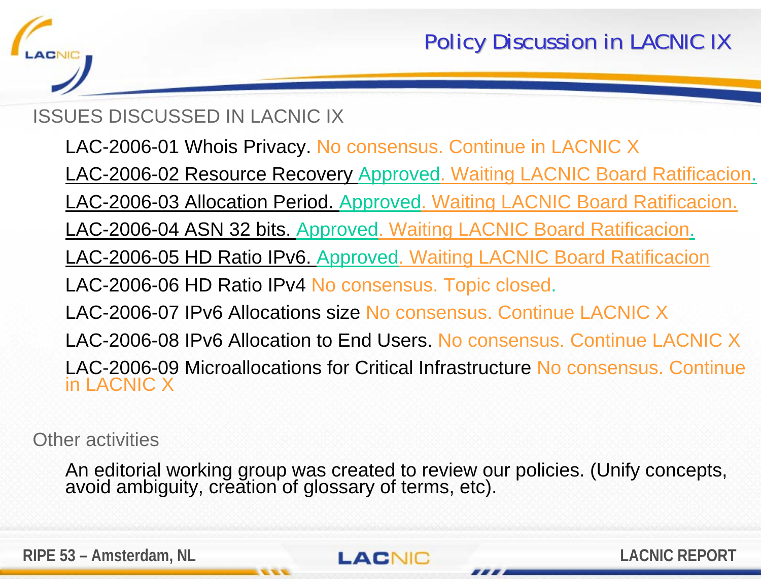# Policy Discussion in LACNIC IX

## ISSUES DISCUSSED IN LACNIC IX

- LAC-2006-01 Whois Privacy. No consensus. Continue in LACNIC X
- LAC-2006-02 Resource Recovery Approved. Waiting LACNIC Board Ratificacion.
- LAC-2006-03 Allocation Period. Approved. Waiting LACNIC Board Ratificacion.
- LAC-2006-04 ASN 32 bits. Approved. Waiting LACNIC Board Ratificacion.
- LAC-2006-05 HD Ratio IPv6. Approved. Waiting LACNIC Board Ratificacion
- LAC-2006-06 HD Ratio IPv4 No consensus. Topic closed.
- LAC-2006-07 IPv6 Allocations size No consensus. Continue LACNIC X
- LAC-2006-08 IPv6 Allocation to End Users. No consensus. Continue LACNIC X
- LAC-2006-09 Microallocations for Critical Infrastructure No consensus. Continue in LACNIC X

## Other activities

An editorial working group was created to review our policies. (Unify concepts, avoid ambiguity, creation of glossary of terms, etc).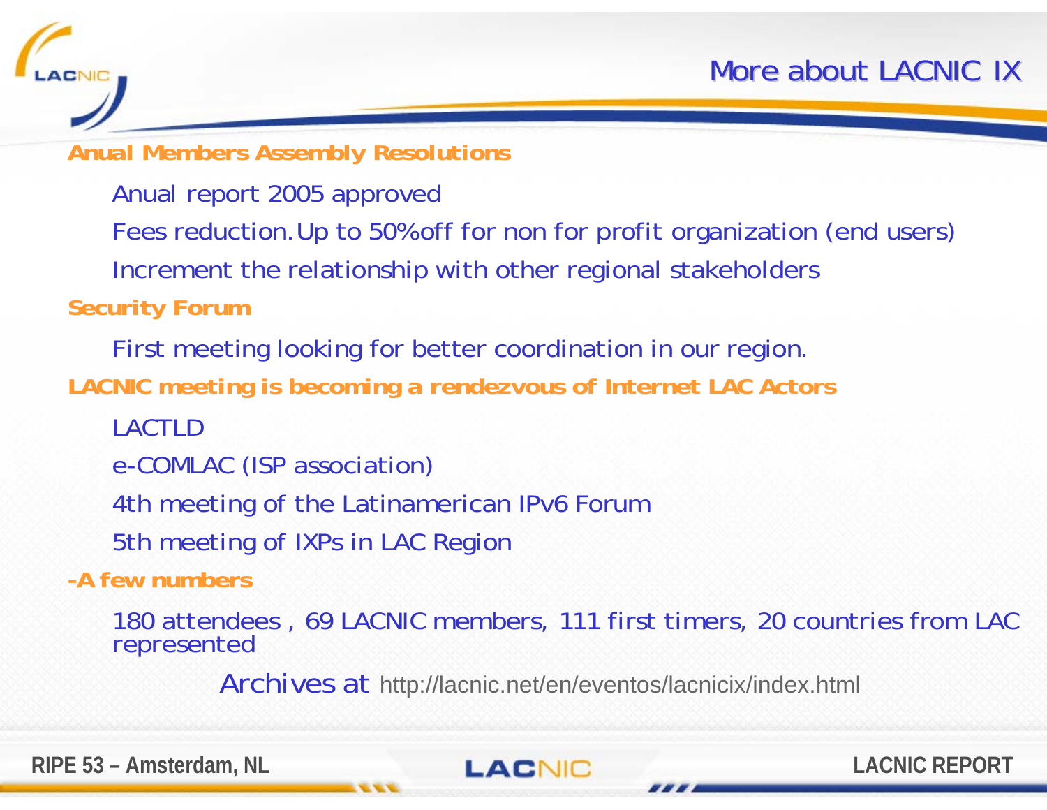# More about LACNIC IX

**Anual Members Assembly Resolutions**

- Anual report 2005 approved
- Fees reduction. Up to 50%off for non for profit organization (end users)
- Increment the relationship with other regional stakeholders

**Security Forum**

- First meeting looking for better coordination in our region.

**LACNIC meeting is becoming a rendezvous of Internet LAC Actors**

- LACTLD
- e-COMLAC (ISP association)
- 4th meeting of the Latinamerican IPv6 Forum
- 5th meeting of IXPs in LAC Region

**-A few numbers**

- 180 attendees , 69 LACNIC members, 111 first timers, 20 countries from LAC represented

Archives at http://lacnic.net/en/eventos/lacnicix/index.html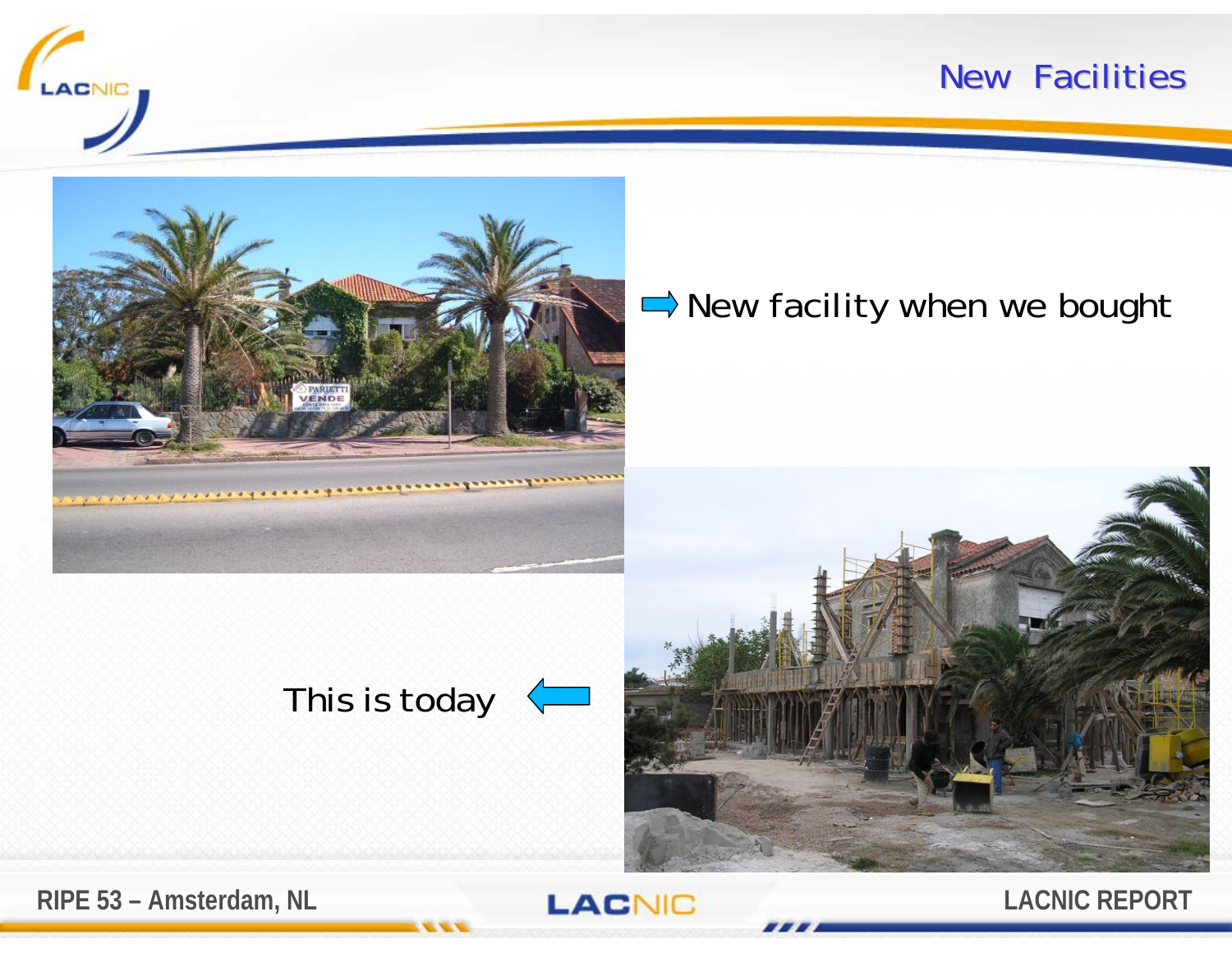# New Facilities

➡ New facility when we bought

This is today ⬅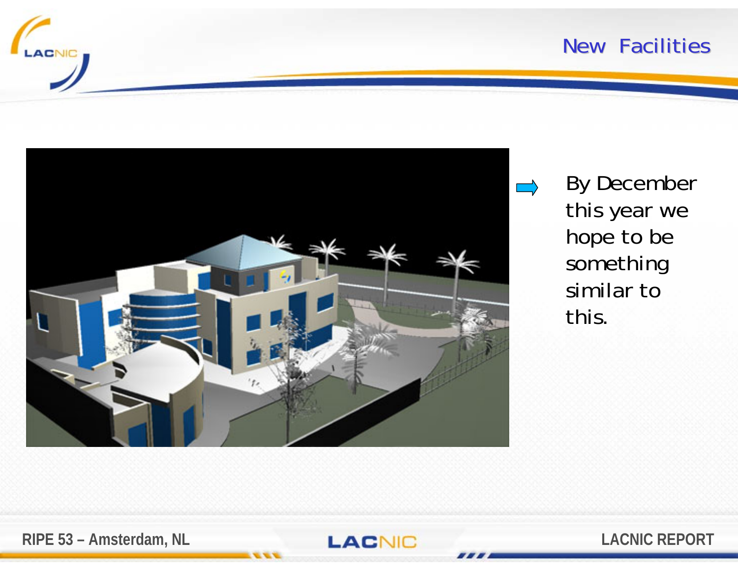# New Facilities

- By December this year we hope to be something similar to this.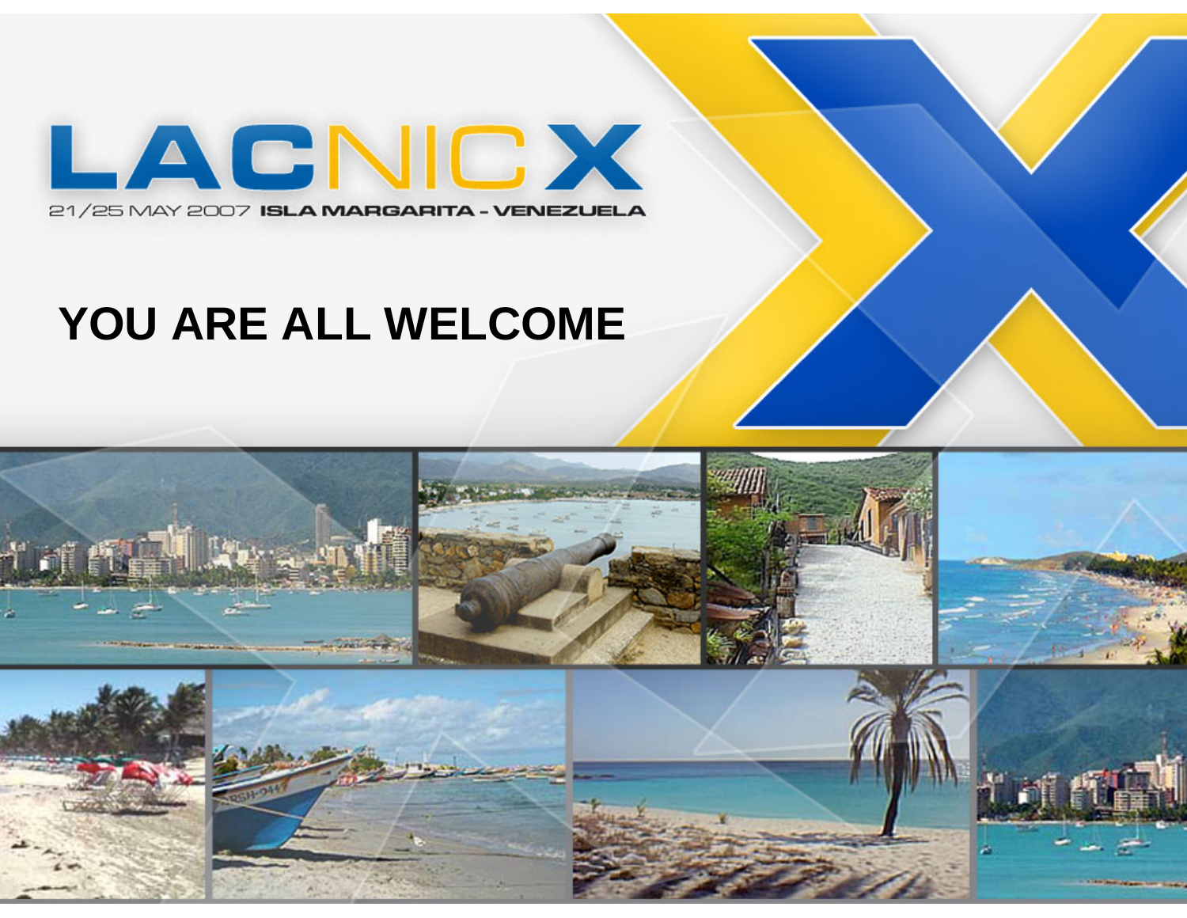# LACNIC X

21/25 MAY 2007 ISLA MARGARITA - VENEZUELA

## YOU ARE ALL WELCOME